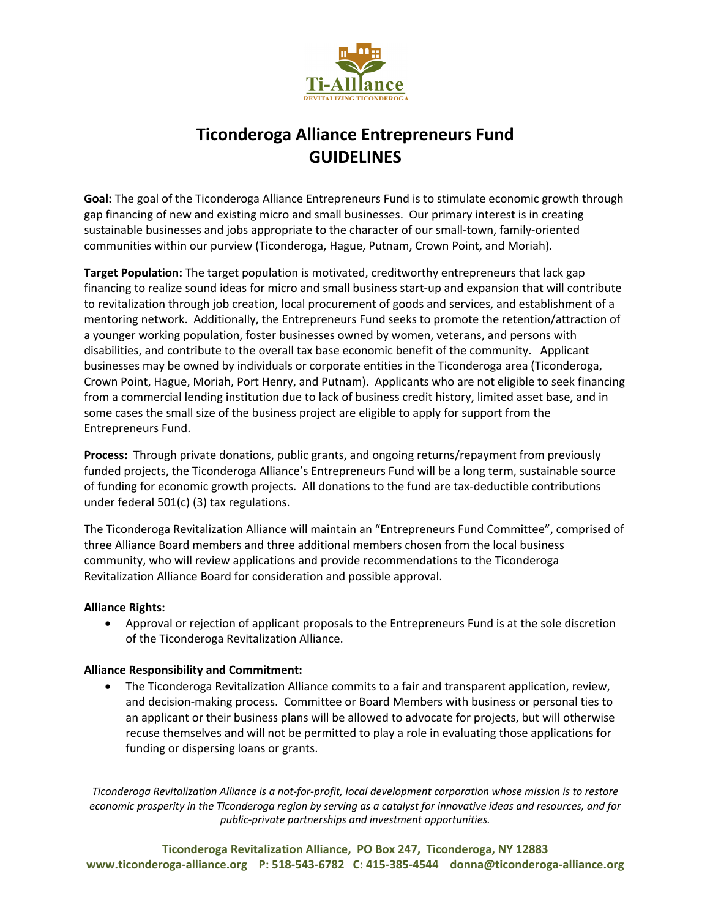Ti-Alliance

REVITALIZING TICONDEROGA

# Ticonderoga Alliance Entrepreneurs Fund
# GUIDELINES

**Goal:** The goal of the Ticonderoga Alliance Entrepreneurs Fund is to stimulate economic growth through gap financing of new and existing micro and small businesses. Our primary interest is in creating sustainable businesses and jobs appropriate to the character of our small-town, family-oriented communities within our purview (Ticonderoga, Hague, Putnam, Crown Point, and Moriah).

**Target Population:** The target population is motivated, creditworthy entrepreneurs that lack gap financing to realize sound ideas for micro and small business start-up and expansion that will contribute to revitalization through job creation, local procurement of goods and services, and establishment of a mentoring network. Additionally, the Entrepreneurs Fund seeks to promote the retention/attraction of a younger working population, foster businesses owned by women, veterans, and persons with disabilities, and contribute to the overall tax base economic benefit of the community. Applicant businesses may be owned by individuals or corporate entities in the Ticonderoga area (Ticonderoga, Crown Point, Hague, Moriah, Port Henry, and Putnam). Applicants who are not eligible to seek financing from a commercial lending institution due to lack of business credit history, limited asset base, and in some cases the small size of the business project are eligible to apply for support from the Entrepreneurs Fund.

**Process:** Through private donations, public grants, and ongoing returns/repayment from previously funded projects, the Ticonderoga Alliance's Entrepreneurs Fund will be a long term, sustainable source of funding for economic growth projects. All donations to the fund are tax-deductible contributions under federal 501(c) (3) tax regulations.

The Ticonderoga Revitalization Alliance will maintain an "Entrepreneurs Fund Committee", comprised of three Alliance Board members and three additional members chosen from the local business community, who will review applications and provide recommendations to the Ticonderoga Revitalization Alliance Board for consideration and possible approval.

**Alliance Rights:**

- Approval or rejection of applicant proposals to the Entrepreneurs Fund is at the sole discretion of the Ticonderoga Revitalization Alliance.

**Alliance Responsibility and Commitment:**

- The Ticonderoga Revitalization Alliance commits to a fair and transparent application, review, and decision-making process. Committee or Board Members with business or personal ties to an applicant or their business plans will be allowed to advocate for projects, but will otherwise recuse themselves and will not be permitted to play a role in evaluating those applications for funding or dispersing loans or grants.

*Ticonderoga Revitalization Alliance is a not-for-profit, local development corporation whose mission is to restore economic prosperity in the Ticonderoga region by serving as a catalyst for innovative ideas and resources, and for public-private partnerships and investment opportunities.*

**Ticonderoga Revitalization Alliance, PO Box 247, Ticonderoga, NY 12883**
**www.ticonderoga-alliance.org P: 518-543-6782 C: 415-385-4544 donna@ticonderoga-alliance.org**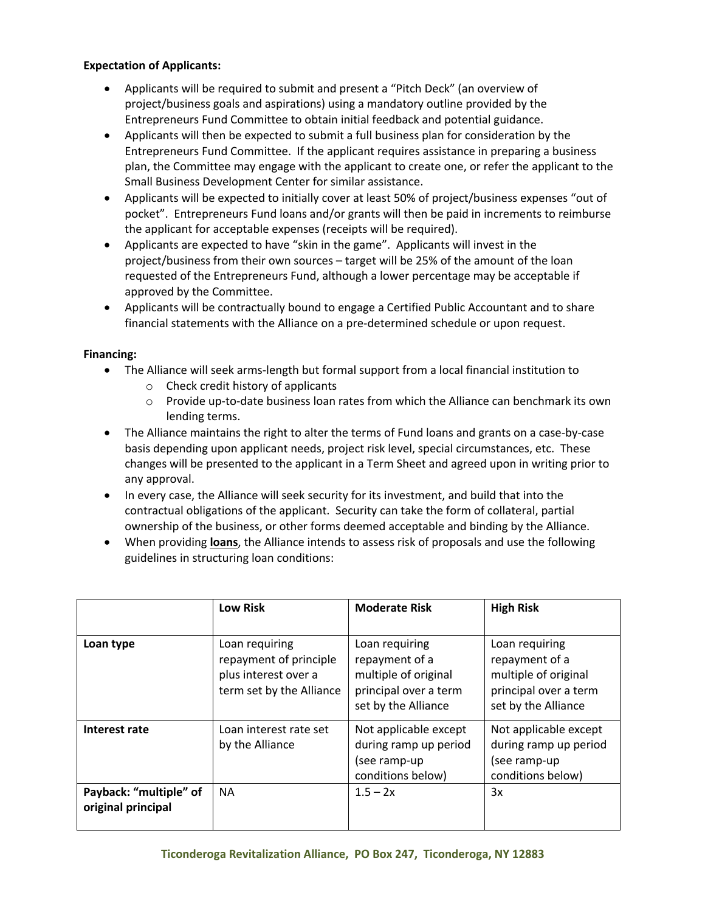**Expectation of Applicants:**

- Applicants will be required to submit and present a "Pitch Deck" (an overview of project/business goals and aspirations) using a mandatory outline provided by the Entrepreneurs Fund Committee to obtain initial feedback and potential guidance.
- Applicants will then be expected to submit a full business plan for consideration by the Entrepreneurs Fund Committee. If the applicant requires assistance in preparing a business plan, the Committee may engage with the applicant to create one, or refer the applicant to the Small Business Development Center for similar assistance.
- Applicants will be expected to initially cover at least 50% of project/business expenses "out of pocket". Entrepreneurs Fund loans and/or grants will then be paid in increments to reimburse the applicant for acceptable expenses (receipts will be required).
- Applicants are expected to have "skin in the game". Applicants will invest in the project/business from their own sources – target will be 25% of the amount of the loan requested of the Entrepreneurs Fund, although a lower percentage may be acceptable if approved by the Committee.
- Applicants will be contractually bound to engage a Certified Public Accountant and to share financial statements with the Alliance on a pre-determined schedule or upon request.

**Financing:**

- The Alliance will seek arms-length but formal support from a local financial institution to
  - Check credit history of applicants
  - Provide up-to-date business loan rates from which the Alliance can benchmark its own lending terms.
- The Alliance maintains the right to alter the terms of Fund loans and grants on a case-by-case basis depending upon applicant needs, project risk level, special circumstances, etc. These changes will be presented to the applicant in a Term Sheet and agreed upon in writing prior to any approval.
- In every case, the Alliance will seek security for its investment, and build that into the contractual obligations of the applicant. Security can take the form of collateral, partial ownership of the business, or other forms deemed acceptable and binding by the Alliance.
- When providing **loans**, the Alliance intends to assess risk of proposals and use the following guidelines in structuring loan conditions:

| | **Low Risk** | **Moderate Risk** | **High Risk** |
|---|---|---|---|
| **Loan type** | Loan requiring repayment of principle plus interest over a term set by the Alliance | Loan requiring repayment of a multiple of original principal over a term set by the Alliance | Loan requiring repayment of a multiple of original principal over a term set by the Alliance |
| **Interest rate** | Loan interest rate set by the Alliance | Not applicable except during ramp up period (see ramp-up conditions below) | Not applicable except during ramp up period (see ramp-up conditions below) |
| **Payback: "multiple" of original principal** | NA | 1.5 – 2x | 3x |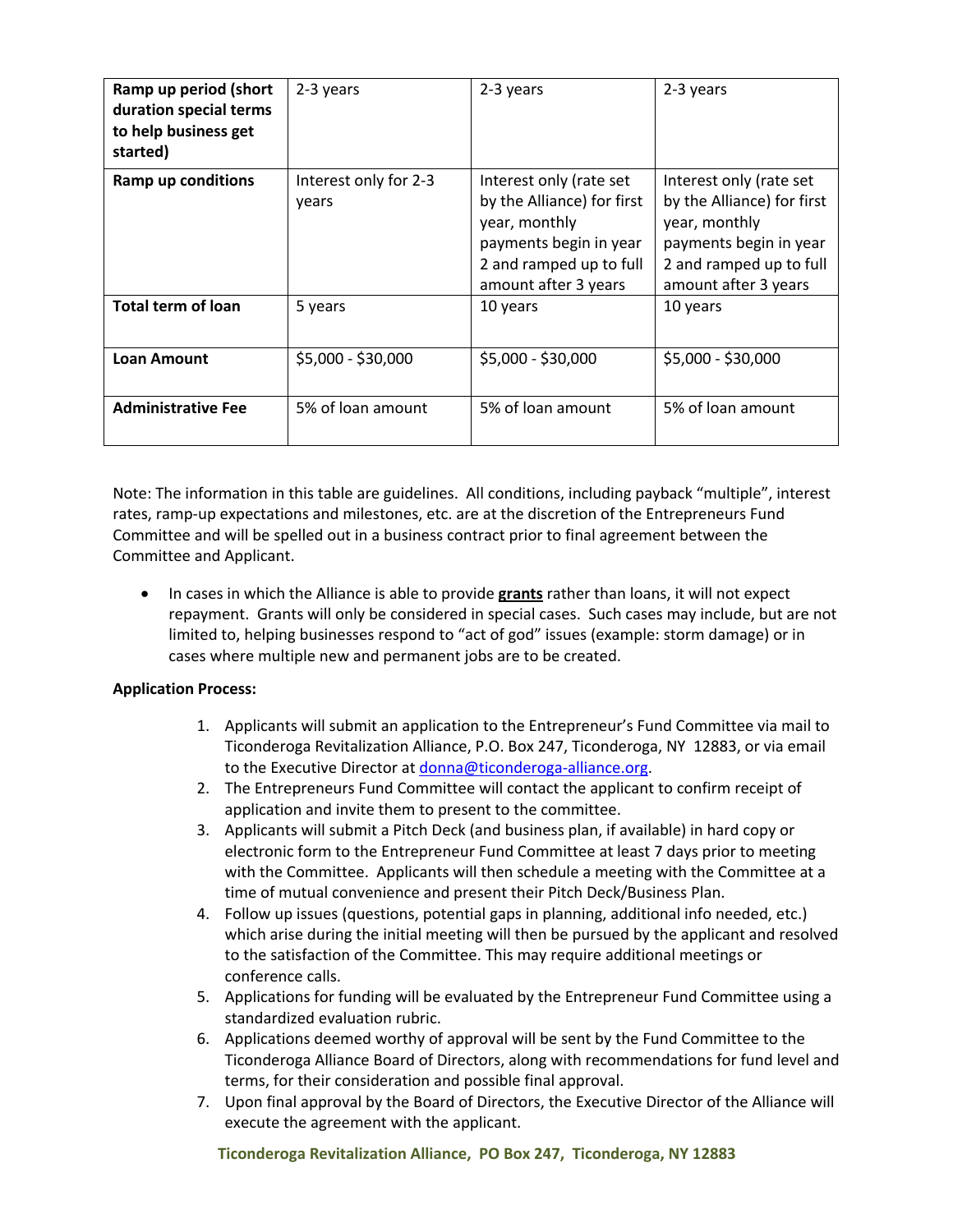| **Ramp up period (short duration special terms to help business get started)** | 2-3 years | 2-3 years | 2-3 years |
|---|---|---|---|
| **Ramp up conditions** | Interest only for 2-3 years | Interest only (rate set by the Alliance) for first year, monthly payments begin in year 2 and ramped up to full amount after 3 years | Interest only (rate set by the Alliance) for first year, monthly payments begin in year 2 and ramped up to full amount after 3 years |
| **Total term of loan** | 5 years | 10 years | 10 years |
| **Loan Amount** | $5,000 - $30,000 | $5,000 - $30,000 | $5,000 - $30,000 |
| **Administrative Fee** | 5% of loan amount | 5% of loan amount | 5% of loan amount |

Note: The information in this table are guidelines. All conditions, including payback "multiple", interest rates, ramp-up expectations and milestones, etc. are at the discretion of the Entrepreneurs Fund Committee and will be spelled out in a business contract prior to final agreement between the Committee and Applicant.

- In cases in which the Alliance is able to provide **grants** rather than loans, it will not expect repayment. Grants will only be considered in special cases. Such cases may include, but are not limited to, helping businesses respond to "act of god" issues (example: storm damage) or in cases where multiple new and permanent jobs are to be created.

**Application Process:**

1. Applicants will submit an application to the Entrepreneur's Fund Committee via mail to Ticonderoga Revitalization Alliance, P.O. Box 247, Ticonderoga, NY 12883, or via email to the Executive Director at donna@ticonderoga-alliance.org.
2. The Entrepreneurs Fund Committee will contact the applicant to confirm receipt of application and invite them to present to the committee.
3. Applicants will submit a Pitch Deck (and business plan, if available) in hard copy or electronic form to the Entrepreneur Fund Committee at least 7 days prior to meeting with the Committee. Applicants will then schedule a meeting with the Committee at a time of mutual convenience and present their Pitch Deck/Business Plan.
4. Follow up issues (questions, potential gaps in planning, additional info needed, etc.) which arise during the initial meeting will then be pursued by the applicant and resolved to the satisfaction of the Committee. This may require additional meetings or conference calls.
5. Applications for funding will be evaluated by the Entrepreneur Fund Committee using a standardized evaluation rubric.
6. Applications deemed worthy of approval will be sent by the Fund Committee to the Ticonderoga Alliance Board of Directors, along with recommendations for fund level and terms, for their consideration and possible final approval.
7. Upon final approval by the Board of Directors, the Executive Director of the Alliance will execute the agreement with the applicant.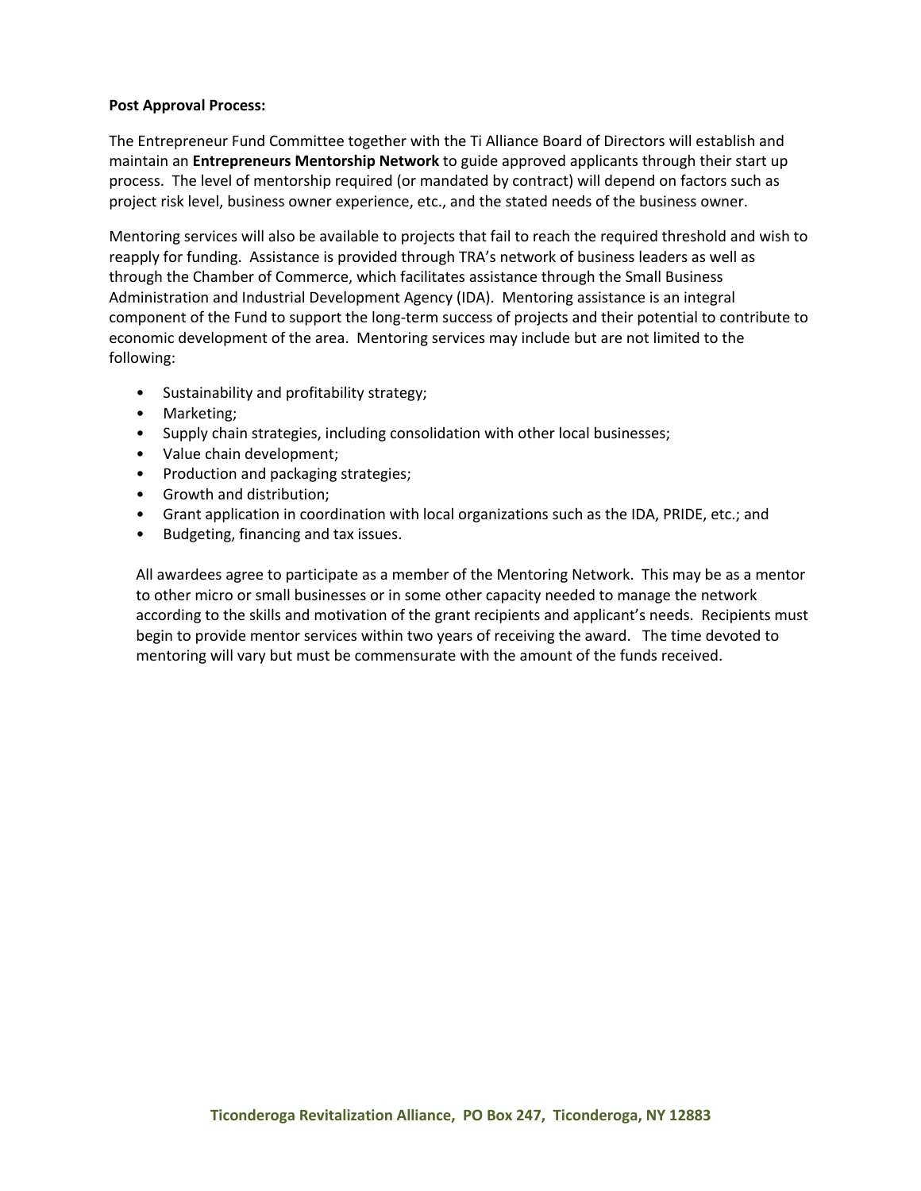**Post Approval Process:**

The Entrepreneur Fund Committee together with the Ti Alliance Board of Directors will establish and maintain an **Entrepreneurs Mentorship Network** to guide approved applicants through their start up process. The level of mentorship required (or mandated by contract) will depend on factors such as project risk level, business owner experience, etc., and the stated needs of the business owner.

Mentoring services will also be available to projects that fail to reach the required threshold and wish to reapply for funding. Assistance is provided through TRA's network of business leaders as well as through the Chamber of Commerce, which facilitates assistance through the Small Business Administration and Industrial Development Agency (IDA). Mentoring assistance is an integral component of the Fund to support the long-term success of projects and their potential to contribute to economic development of the area. Mentoring services may include but are not limited to the following:

- Sustainability and profitability strategy;
- Marketing;
- Supply chain strategies, including consolidation with other local businesses;
- Value chain development;
- Production and packaging strategies;
- Growth and distribution;
- Grant application in coordination with local organizations such as the IDA, PRIDE, etc.; and
- Budgeting, financing and tax issues.

All awardees agree to participate as a member of the Mentoring Network. This may be as a mentor to other micro or small businesses or in some other capacity needed to manage the network according to the skills and motivation of the grant recipients and applicant's needs. Recipients must begin to provide mentor services within two years of receiving the award. The time devoted to mentoring will vary but must be commensurate with the amount of the funds received.